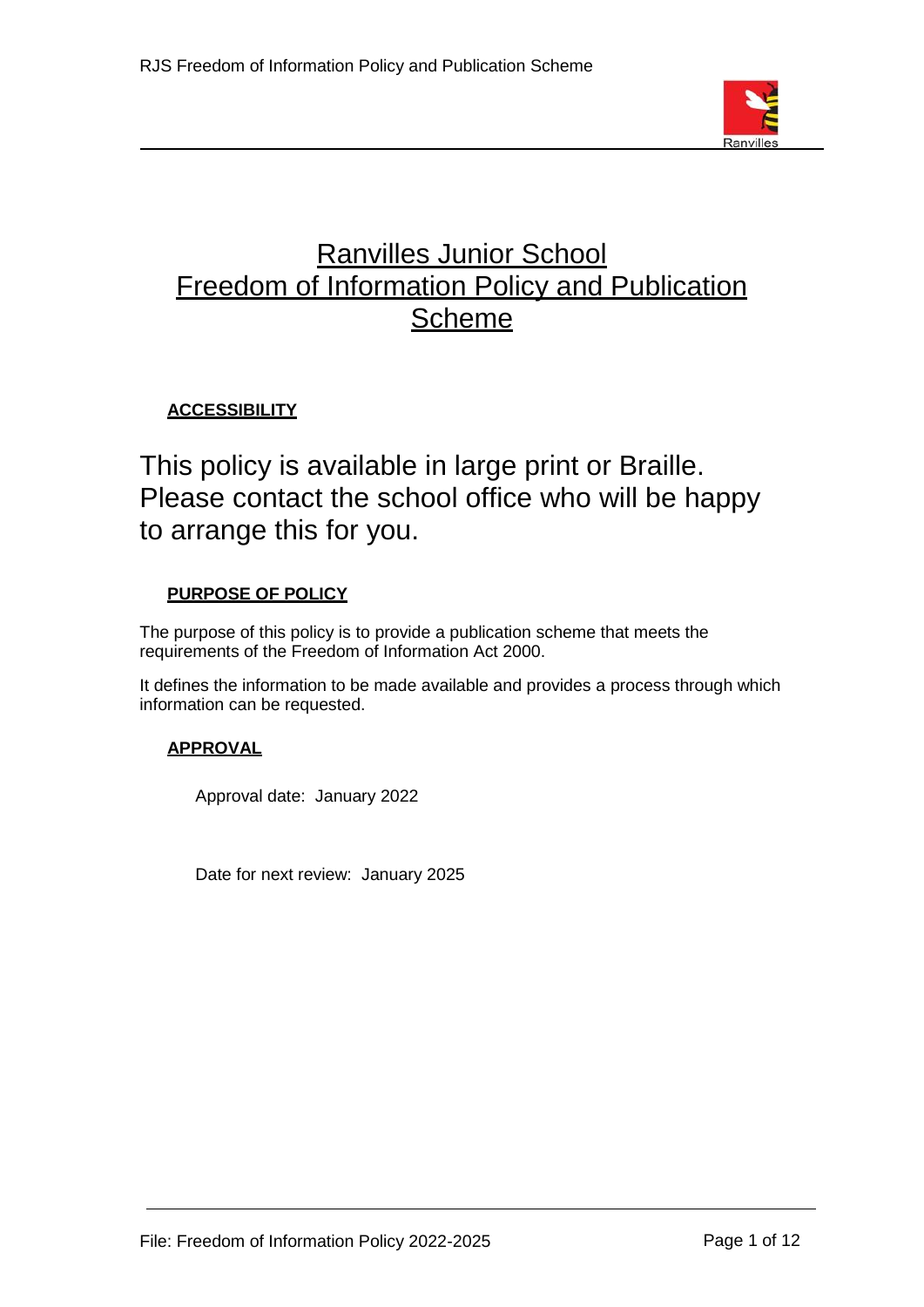# Ranvilles Junior School
# Freedom of Information Policy and Publication Scheme

## ACCESSIBILITY

This policy is available in large print or Braille. Please contact the school office who will be happy to arrange this for you.

## PURPOSE OF POLICY

The purpose of this policy is to provide a publication scheme that meets the requirements of the Freedom of Information Act 2000.

It defines the information to be made available and provides a process through which information can be requested.

## APPROVAL

Approval date: January 2022

Date for next review: January 2025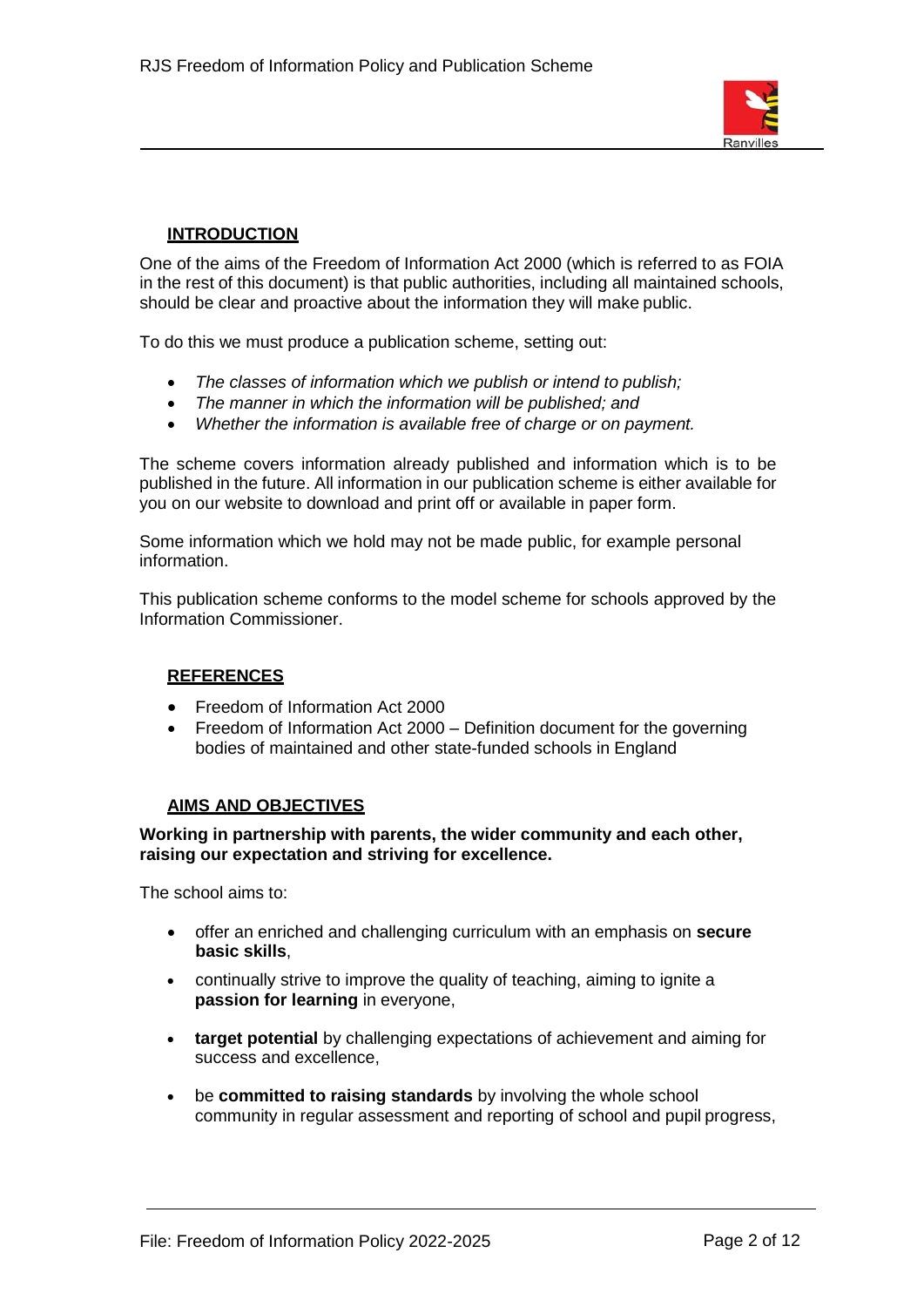## INTRODUCTION

One of the aims of the Freedom of Information Act 2000 (which is referred to as FOIA in the rest of this document) is that public authorities, including all maintained schools, should be clear and proactive about the information they will make public.

To do this we must produce a publication scheme, setting out:

- *The classes of information which we publish or intend to publish;*
- *The manner in which the information will be published; and*
- *Whether the information is available free of charge or on payment.*

The scheme covers information already published and information which is to be published in the future. All information in our publication scheme is either available for you on our website to download and print off or available in paper form.

Some information which we hold may not be made public, for example personal information.

This publication scheme conforms to the model scheme for schools approved by the Information Commissioner.

## REFERENCES

- Freedom of Information Act 2000
- Freedom of Information Act 2000 – Definition document for the governing bodies of maintained and other state-funded schools in England

## AIMS AND OBJECTIVES

**Working in partnership with parents, the wider community and each other, raising our expectation and striving for excellence.**

The school aims to:

- offer an enriched and challenging curriculum with an emphasis on **secure basic skills**,
- continually strive to improve the quality of teaching, aiming to ignite a **passion for learning** in everyone,
- **target potential** by challenging expectations of achievement and aiming for success and excellence,
- be **committed to raising standards** by involving the whole school community in regular assessment and reporting of school and pupil progress,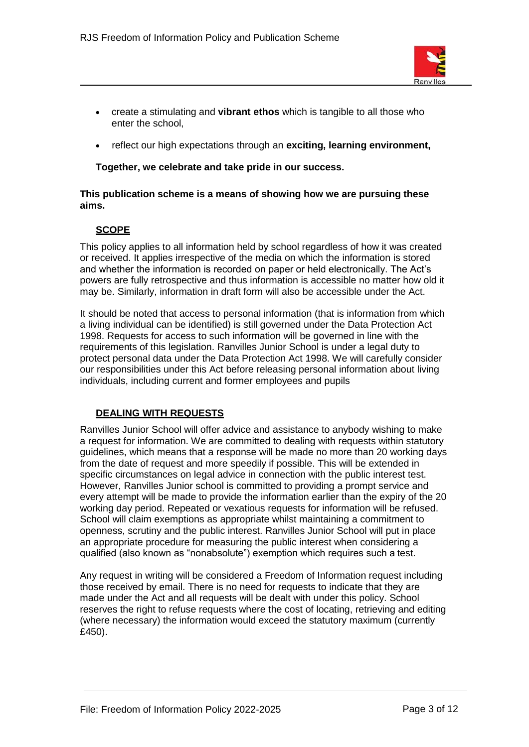- create a stimulating and **vibrant ethos** which is tangible to all those who enter the school,
- reflect our high expectations through an **exciting, learning environment,**

**Together, we celebrate and take pride in our success.**

**This publication scheme is a means of showing how we are pursuing these aims.**

## SCOPE

This policy applies to all information held by school regardless of how it was created or received. It applies irrespective of the media on which the information is stored and whether the information is recorded on paper or held electronically. The Act's powers are fully retrospective and thus information is accessible no matter how old it may be. Similarly, information in draft form will also be accessible under the Act.

It should be noted that access to personal information (that is information from which a living individual can be identified) is still governed under the Data Protection Act 1998. Requests for access to such information will be governed in line with the requirements of this legislation. Ranvilles Junior School is under a legal duty to protect personal data under the Data Protection Act 1998. We will carefully consider our responsibilities under this Act before releasing personal information about living individuals, including current and former employees and pupils

## DEALING WITH REQUESTS

Ranvilles Junior School will offer advice and assistance to anybody wishing to make a request for information. We are committed to dealing with requests within statutory guidelines, which means that a response will be made no more than 20 working days from the date of request and more speedily if possible. This will be extended in specific circumstances on legal advice in connection with the public interest test. However, Ranvilles Junior school is committed to providing a prompt service and every attempt will be made to provide the information earlier than the expiry of the 20 working day period. Repeated or vexatious requests for information will be refused. School will claim exemptions as appropriate whilst maintaining a commitment to openness, scrutiny and the public interest. Ranvilles Junior School will put in place an appropriate procedure for measuring the public interest when considering a qualified (also known as "nonabsolute") exemption which requires such a test.

Any request in writing will be considered a Freedom of Information request including those received by email. There is no need for requests to indicate that they are made under the Act and all requests will be dealt with under this policy. School reserves the right to refuse requests where the cost of locating, retrieving and editing (where necessary) the information would exceed the statutory maximum (currently £450).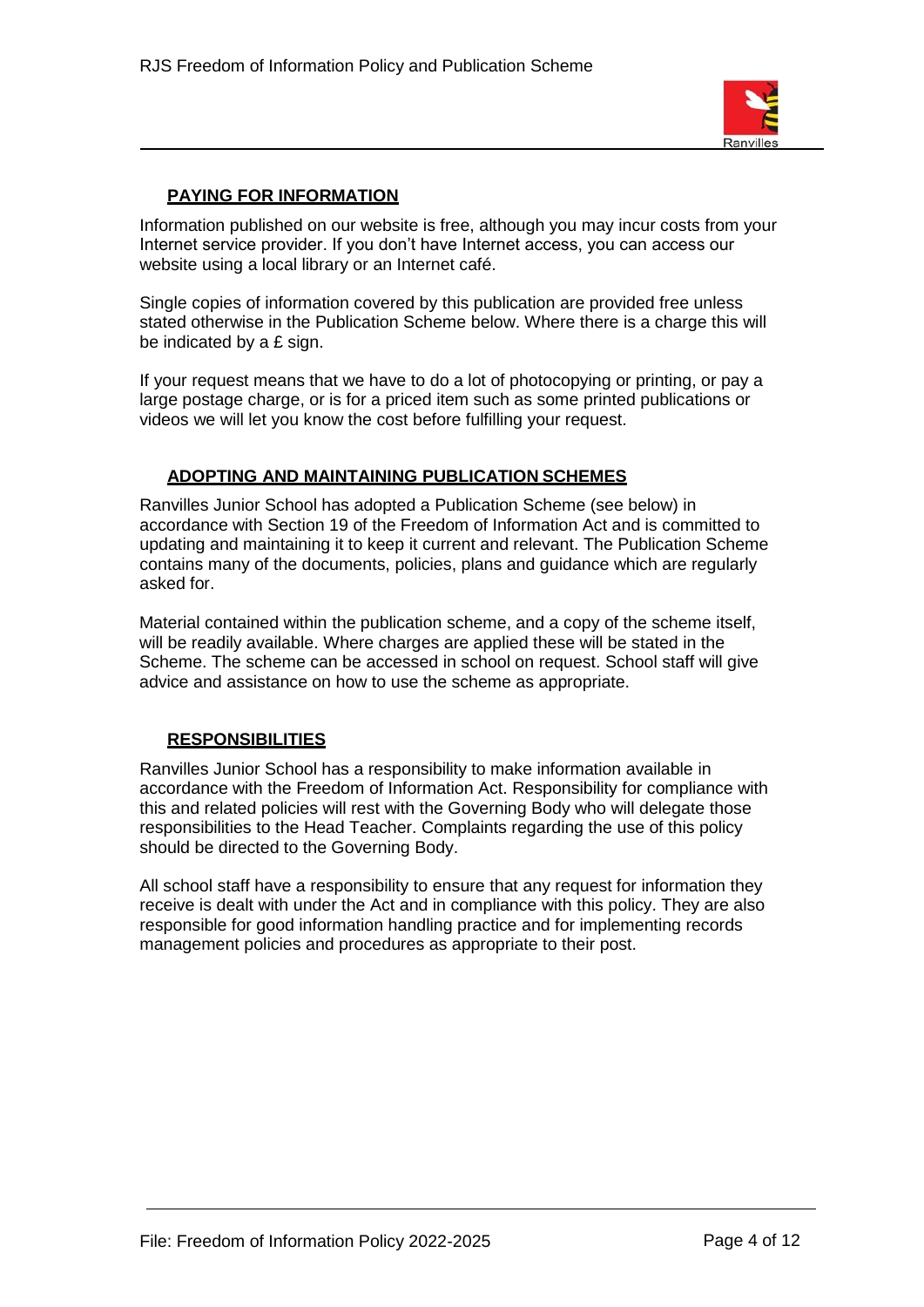## PAYING FOR INFORMATION

Information published on our website is free, although you may incur costs from your Internet service provider. If you don't have Internet access, you can access our website using a local library or an Internet café.

Single copies of information covered by this publication are provided free unless stated otherwise in the Publication Scheme below. Where there is a charge this will be indicated by a £ sign.

If your request means that we have to do a lot of photocopying or printing, or pay a large postage charge, or is for a priced item such as some printed publications or videos we will let you know the cost before fulfilling your request.

## ADOPTING AND MAINTAINING PUBLICATION SCHEMES

Ranvilles Junior School has adopted a Publication Scheme (see below) in accordance with Section 19 of the Freedom of Information Act and is committed to updating and maintaining it to keep it current and relevant. The Publication Scheme contains many of the documents, policies, plans and guidance which are regularly asked for.

Material contained within the publication scheme, and a copy of the scheme itself, will be readily available. Where charges are applied these will be stated in the Scheme. The scheme can be accessed in school on request. School staff will give advice and assistance on how to use the scheme as appropriate.

## RESPONSIBILITIES

Ranvilles Junior School has a responsibility to make information available in accordance with the Freedom of Information Act. Responsibility for compliance with this and related policies will rest with the Governing Body who will delegate those responsibilities to the Head Teacher. Complaints regarding the use of this policy should be directed to the Governing Body.

All school staff have a responsibility to ensure that any request for information they receive is dealt with under the Act and in compliance with this policy. They are also responsible for good information handling practice and for implementing records management policies and procedures as appropriate to their post.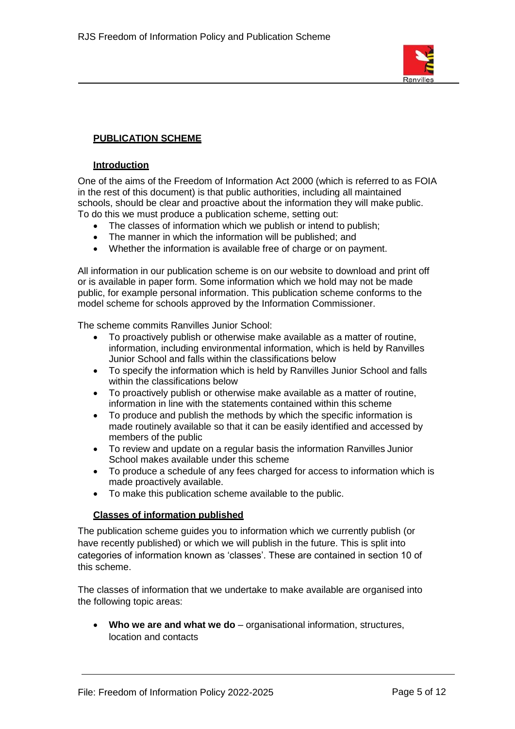## PUBLICATION SCHEME

### Introduction

One of the aims of the Freedom of Information Act 2000 (which is referred to as FOIA in the rest of this document) is that public authorities, including all maintained schools, should be clear and proactive about the information they will make public. To do this we must produce a publication scheme, setting out:

- The classes of information which we publish or intend to publish;
- The manner in which the information will be published; and
- Whether the information is available free of charge or on payment.

All information in our publication scheme is on our website to download and print off or is available in paper form. Some information which we hold may not be made public, for example personal information. This publication scheme conforms to the model scheme for schools approved by the Information Commissioner.

The scheme commits Ranvilles Junior School:

- To proactively publish or otherwise make available as a matter of routine, information, including environmental information, which is held by Ranvilles Junior School and falls within the classifications below
- To specify the information which is held by Ranvilles Junior School and falls within the classifications below
- To proactively publish or otherwise make available as a matter of routine, information in line with the statements contained within this scheme
- To produce and publish the methods by which the specific information is made routinely available so that it can be easily identified and accessed by members of the public
- To review and update on a regular basis the information Ranvilles Junior School makes available under this scheme
- To produce a schedule of any fees charged for access to information which is made proactively available.
- To make this publication scheme available to the public.

### Classes of information published

The publication scheme guides you to information which we currently publish (or have recently published) or which we will publish in the future. This is split into categories of information known as 'classes'. These are contained in section 10 of this scheme.

The classes of information that we undertake to make available are organised into the following topic areas:

- **Who we are and what we do** – organisational information, structures, location and contacts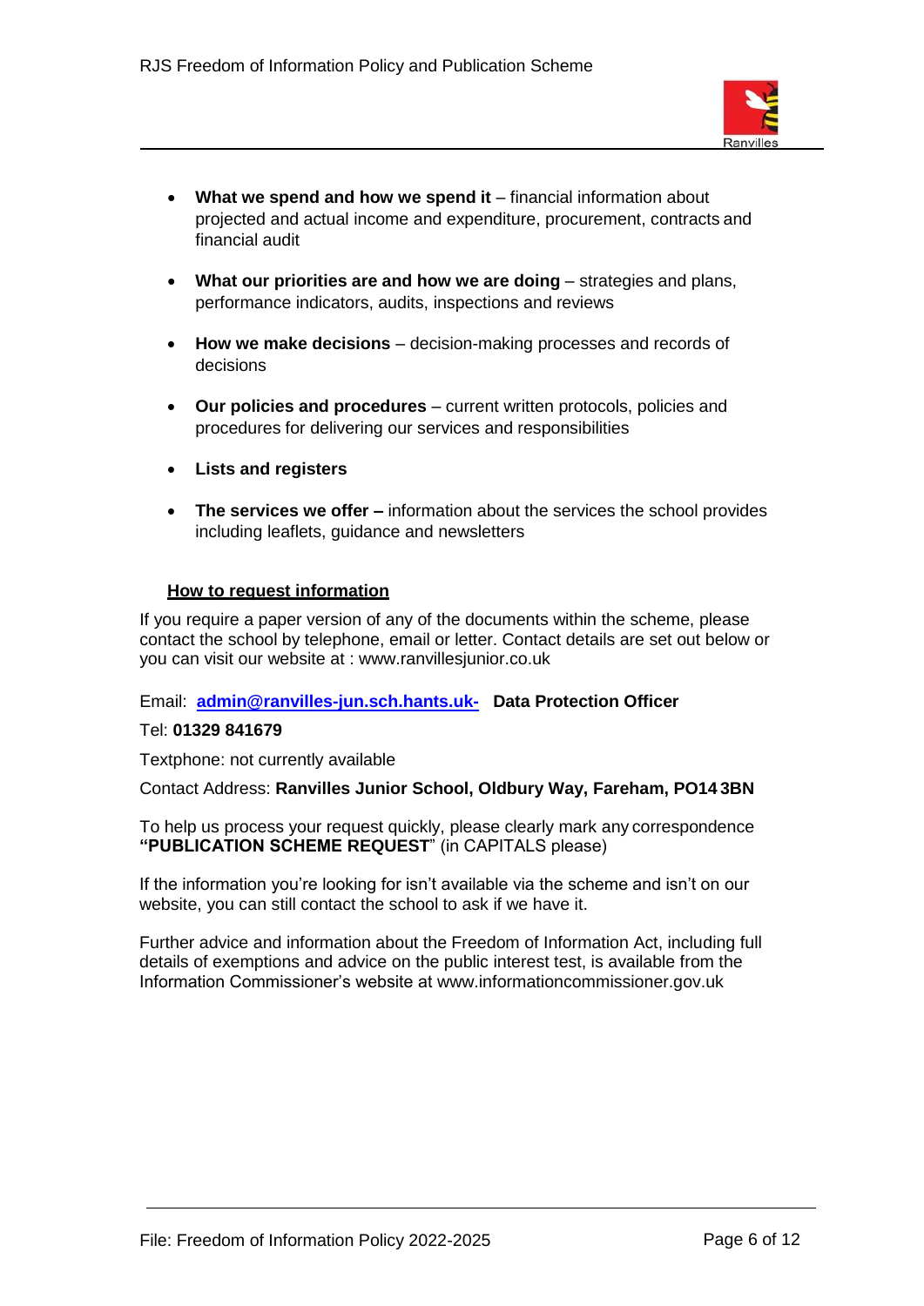- **What we spend and how we spend it** – financial information about projected and actual income and expenditure, procurement, contracts and financial audit

- **What our priorities are and how we are doing** – strategies and plans, performance indicators, audits, inspections and reviews

- **How we make decisions** – decision-making processes and records of decisions

- **Our policies and procedures** – current written protocols, policies and procedures for delivering our services and responsibilities

- **Lists and registers**

- **The services we offer –** information about the services the school provides including leaflets, guidance and newsletters

## How to request information

If you require a paper version of any of the documents within the scheme, please contact the school by telephone, email or letter. Contact details are set out below or you can visit our website at : www.ranvillesjunior.co.uk

Email: **admin@ranvilles-jun.sch.hants.uk-** **Data Protection Officer**

Tel: **01329 841679**

Textphone: not currently available

Contact Address: **Ranvilles Junior School, Oldbury Way, Fareham, PO14 3BN**

To help us process your request quickly, please clearly mark any correspondence **"PUBLICATION SCHEME REQUEST**" (in CAPITALS please)

If the information you're looking for isn't available via the scheme and isn't on our website, you can still contact the school to ask if we have it.

Further advice and information about the Freedom of Information Act, including full details of exemptions and advice on the public interest test, is available from the Information Commissioner's website at www.informationcommissioner.gov.uk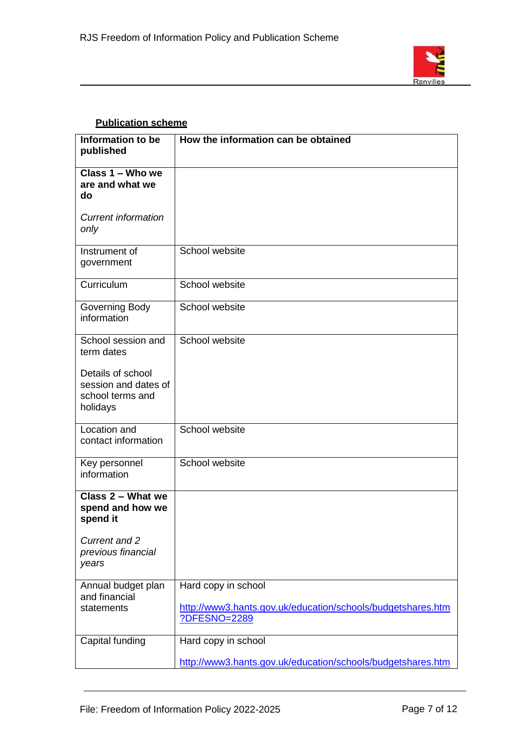## Publication scheme

| Information to be published | How the information can be obtained |
|---|---|
| **Class 1 – Who we are and what we do**<br><br>*Current information only* | |
| Instrument of government | School website |
| Curriculum | School website |
| Governing Body information | School website |
| School session and term dates<br><br>Details of school session and dates of school terms and holidays | School website |
| Location and contact information | School website |
| Key personnel information | School website |
| **Class 2 – What we spend and how we spend it**<br><br>*Current and 2 previous financial years* | |
| Annual budget plan and financial statements | Hard copy in school<br><br>http://www3.hants.gov.uk/education/schools/budgetshares.htm?DFESNO=2289 |
| Capital funding | Hard copy in school<br><br>http://www3.hants.gov.uk/education/schools/budgetshares.htm |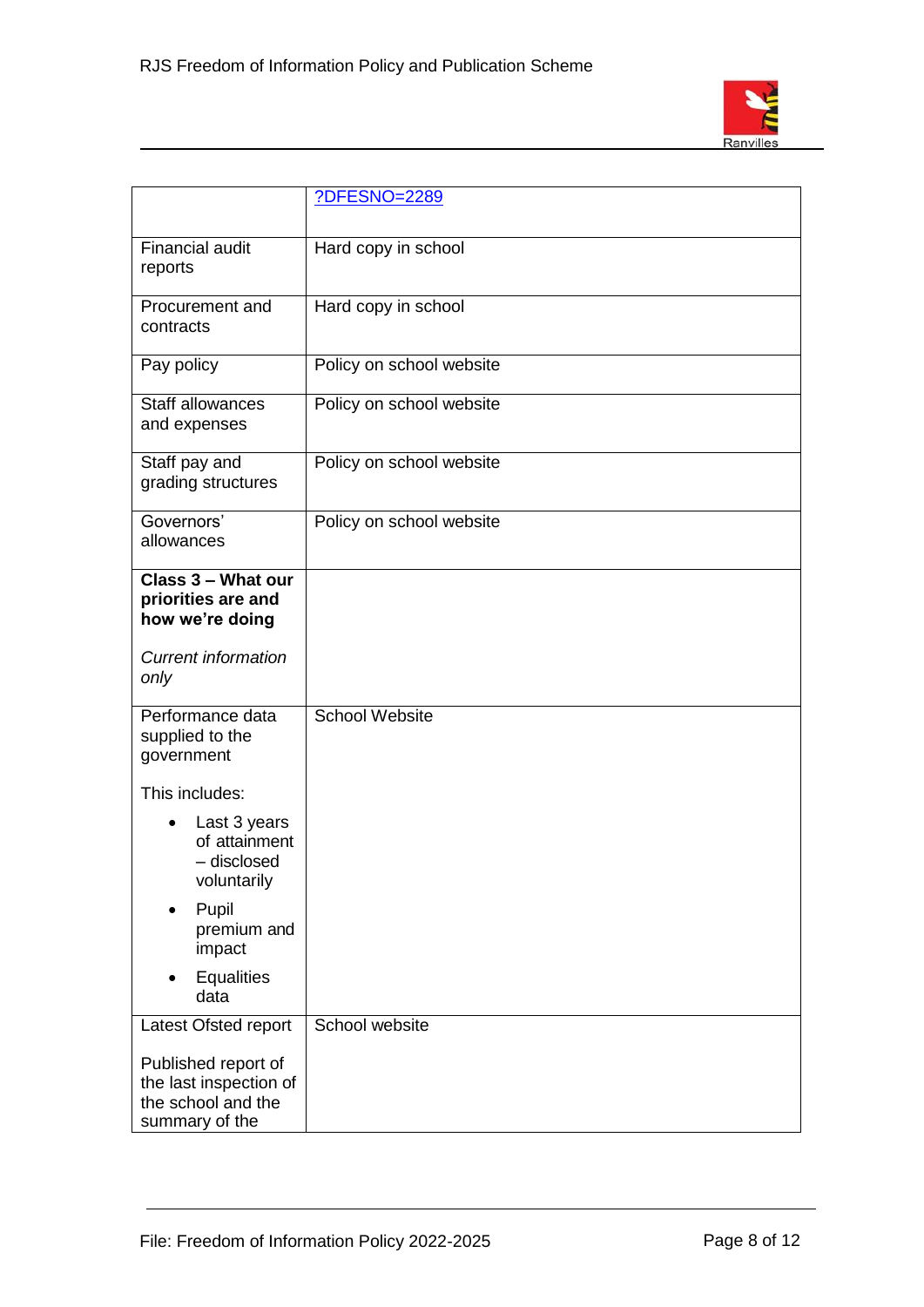| | |
|---|---|
| | ?DFESNO=2289 |
| Financial audit reports | Hard copy in school |
| Procurement and contracts | Hard copy in school |
| Pay policy | Policy on school website |
| Staff allowances and expenses | Policy on school website |
| Staff pay and grading structures | Policy on school website |
| Governors' allowances | Policy on school website |
| **Class 3 – What our priorities are and how we're doing**<br><br>*Current information only* | |
| Performance data supplied to the government<br><br>This includes:<br>• Last 3 years of attainment – disclosed voluntarily<br>• Pupil premium and impact<br>• Equalities data | School Website |
| Latest Ofsted report<br><br>Published report of the last inspection of the school and the summary of the | School website |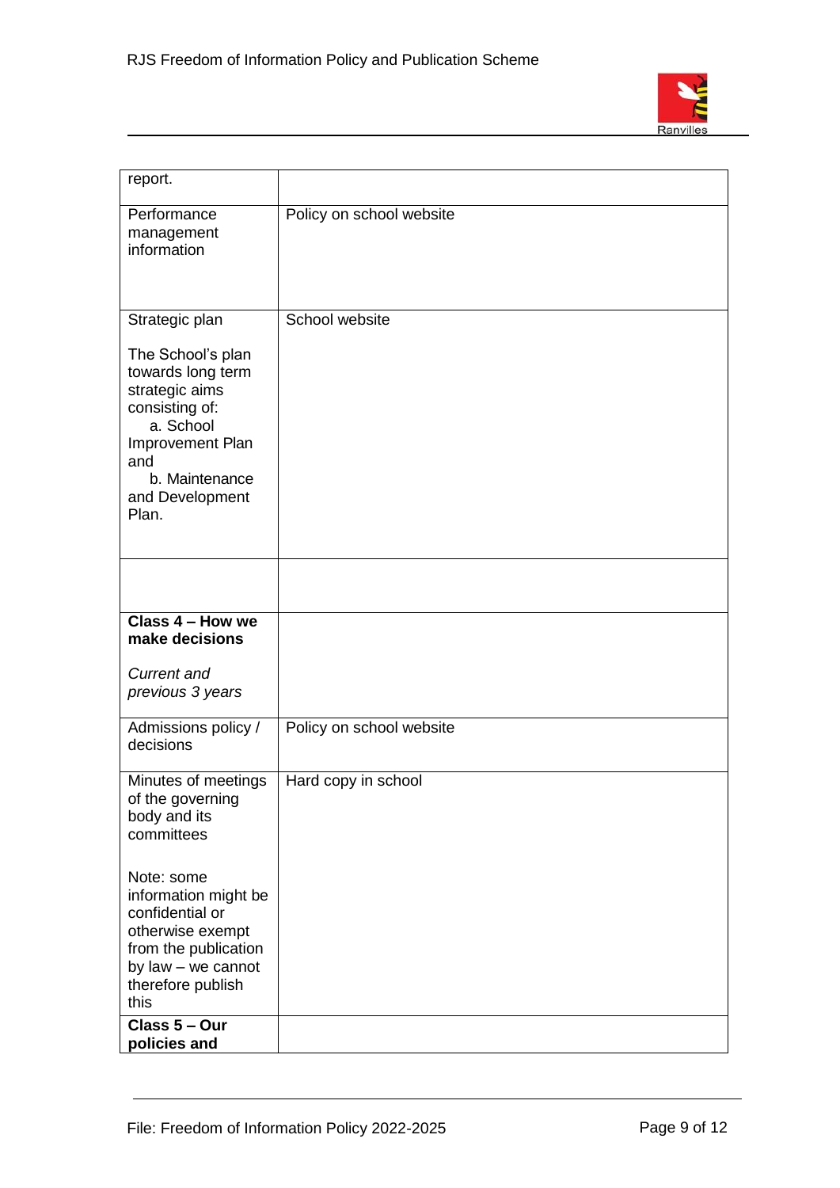| report. | |
|---|---|
| Performance management information | Policy on school website |
| Strategic plan<br><br>The School's plan towards long term strategic aims consisting of:<br>a. School Improvement Plan and<br>b. Maintenance and Development Plan. | School website |
| | |
| **Class 4 – How we make decisions**<br><br>*Current and previous 3 years* | |
| Admissions policy / decisions | Policy on school website |
| Minutes of meetings of the governing body and its committees<br><br>Note: some information might be confidential or otherwise exempt from the publication by law – we cannot therefore publish this | Hard copy in school |
| **Class 5 – Our policies and** | |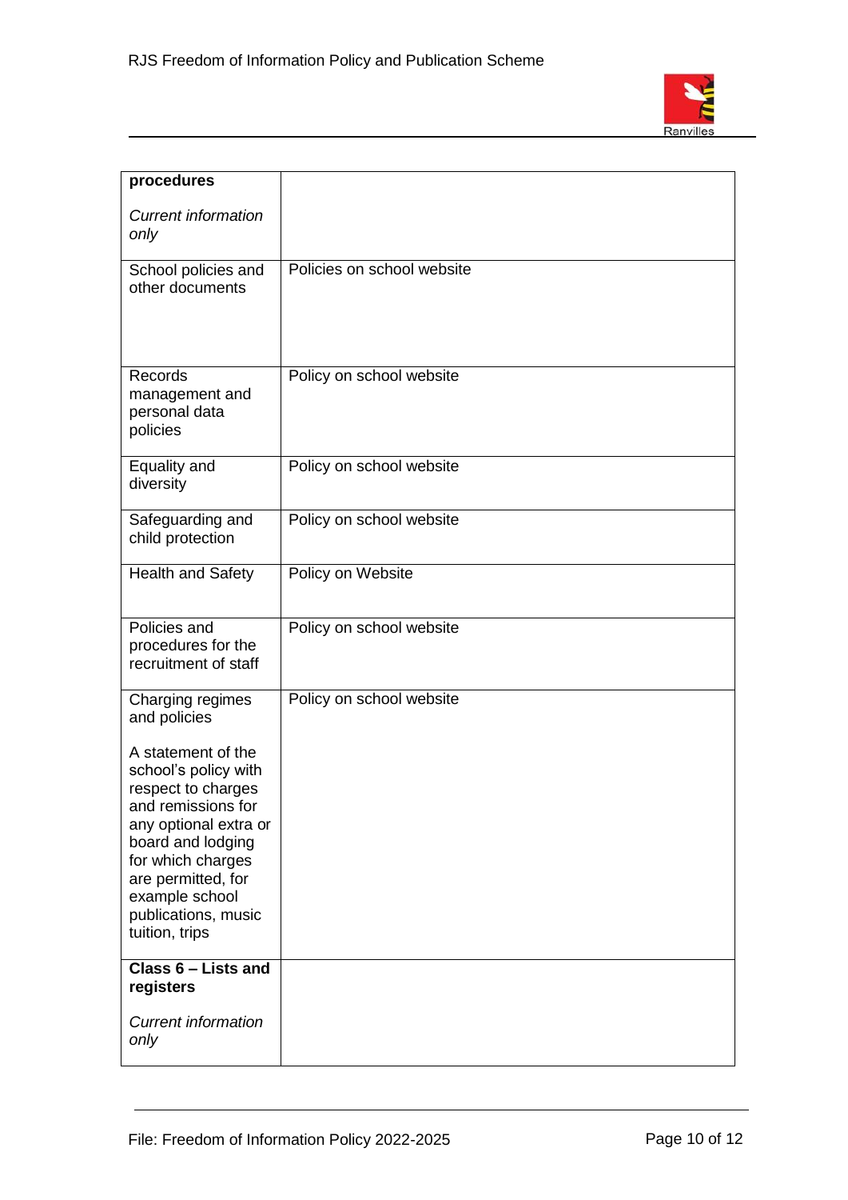| **procedures**<br><br>*Current information only* | |
|---|---|
| School policies and other documents | Policies on school website |
| Records management and personal data policies | Policy on school website |
| Equality and diversity | Policy on school website |
| Safeguarding and child protection | Policy on school website |
| Health and Safety | Policy on Website |
| Policies and procedures for the recruitment of staff | Policy on school website |
| Charging regimes and policies<br><br>A statement of the school's policy with respect to charges and remissions for any optional extra or board and lodging for which charges are permitted, for example school publications, music tuition, trips | Policy on school website |
| **Class 6 – Lists and registers**<br><br>*Current information only* | |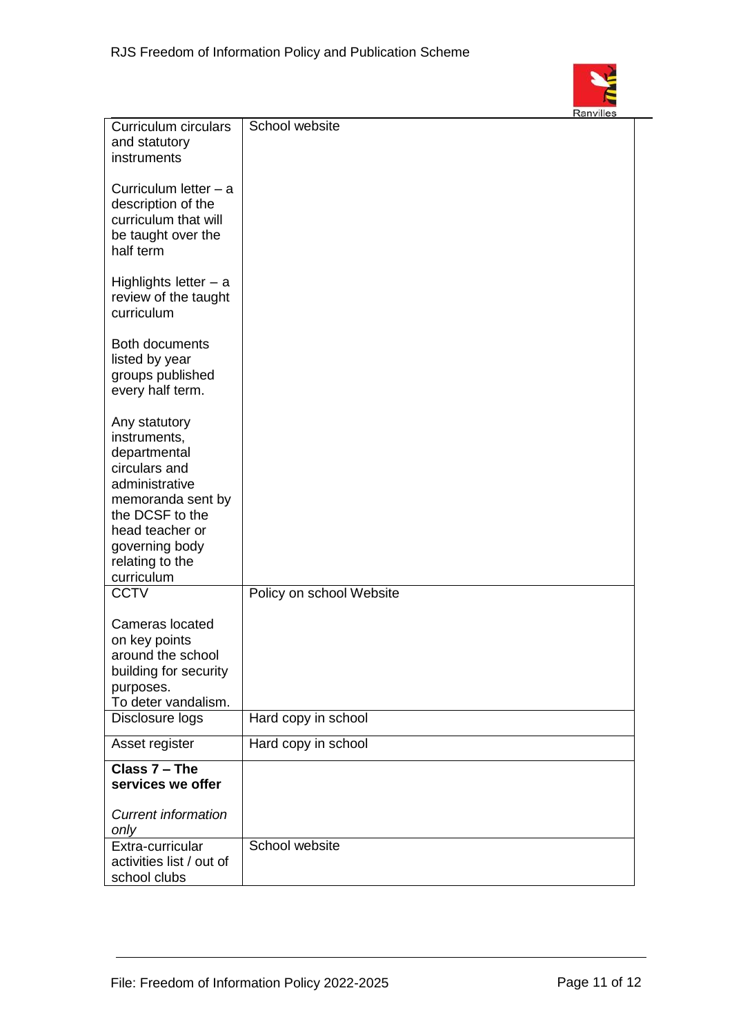| | |
|---|---|
| Curriculum circulars and statutory instruments<br><br>Curriculum letter – a description of the curriculum that will be taught over the half term<br><br>Highlights letter – a review of the taught curriculum<br><br>Both documents listed by year groups published every half term.<br><br>Any statutory instruments, departmental circulars and administrative memoranda sent by the DCSF to the head teacher or governing body relating to the curriculum | School website |
| CCTV<br><br>Cameras located on key points around the school building for security purposes.<br>To deter vandalism. | Policy on school Website |
| Disclosure logs | Hard copy in school |
| Asset register | Hard copy in school |
| **Class 7 – The services we offer**<br><br>*Current information only* | |
| Extra-curricular activities list / out of school clubs | School website |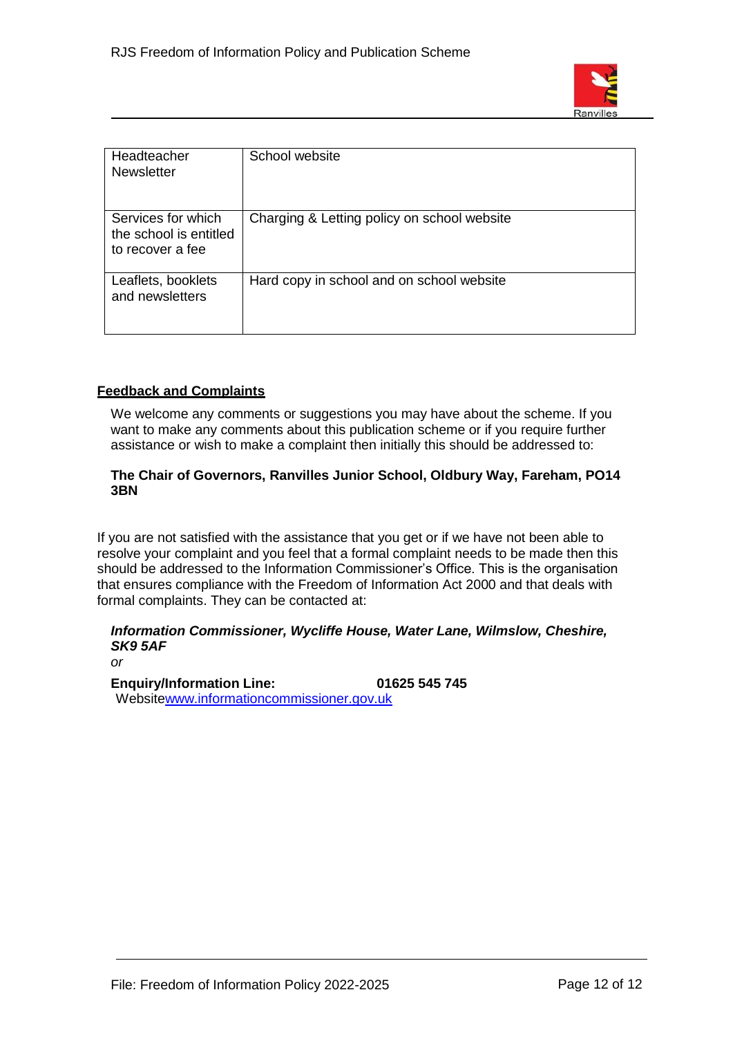| | |
|---|---|
| Headteacher Newsletter | School website |
| Services for which the school is entitled to recover a fee | Charging & Letting policy on school website |
| Leaflets, booklets and newsletters | Hard copy in school and on school website |

## Feedback and Complaints

We welcome any comments or suggestions you may have about the scheme. If you want to make any comments about this publication scheme or if you require further assistance or wish to make a complaint then initially this should be addressed to:

**The Chair of Governors, Ranvilles Junior School, Oldbury Way, Fareham, PO14 3BN**

If you are not satisfied with the assistance that you get or if we have not been able to resolve your complaint and you feel that a formal complaint needs to be made then this should be addressed to the Information Commissioner's Office. This is the organisation that ensures compliance with the Freedom of Information Act 2000 and that deals with formal complaints. They can be contacted at:

***Information Commissioner, Wycliffe House, Water Lane, Wilmslow, Cheshire, SK9 5AF***

*or*

**Enquiry/Information Line:** **01625 545 745**

Websitewww.informationcommissioner.gov.uk